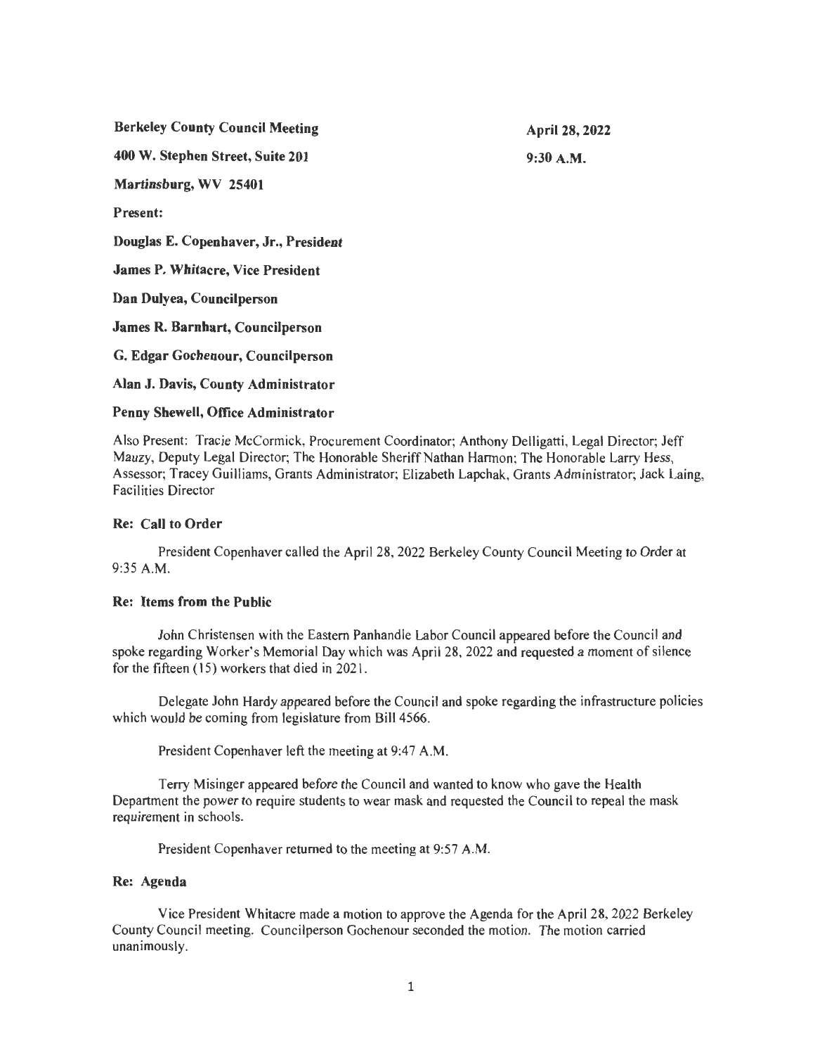**Berkeley County Council Meeting** **April 28, 2022**

**400 W. Stephen Street, Suite 201** **9:30 A.M.**

**Martinsburg, WV 25401**

**Present:**

**Douglas E. Copenhaver, Jr., President**

**James P. Whitacre, Vice President**

**Dan Dulyea, Councilperson**

**James R. Barnhart, Councilperson**

**G. Edgar Gochenour, Councilperson**

**Alan J. Davis, County Administrator**

**Penny Shewell, Office Administrator**

Also Present: Tracie McCormick, Procurement Coordinator; Anthony Delligatti, Legal Director; Jeff Mauzy, Deputy Legal Director; The Honorable Sheriff Nathan Harmon; The Honorable Larry Hess, Assessor; Tracey Guilliams, Grants Administrator; Elizabeth Lapchak, Grants Administrator; Jack Laing, Facilities Director

**Re: Call to Order**

President Copenhaver called the April 28, 2022 Berkeley County Council Meeting to Order at 9:35 A.M.

**Re: Items from the Public**

John Christensen with the Eastern Panhandle Labor Council appeared before the Council and spoke regarding Worker's Memorial Day which was April 28, 2022 and requested a moment of silence for the fifteen (15) workers that died in 2021.

Delegate John Hardy appeared before the Council and spoke regarding the infrastructure policies which would be coming from legislature from Bill 4566.

President Copenhaver left the meeting at 9:47 A.M.

Terry Misinger appeared before the Council and wanted to know who gave the Health Department the power to require students to wear mask and requested the Council to repeal the mask requirement in schools.

President Copenhaver returned to the meeting at 9:57 A.M.

**Re: Agenda**

Vice President Whitacre made a motion to approve the Agenda for the April 28, 2022 Berkeley County Council meeting. Councilperson Gochenour seconded the motion. The motion carried unanimously.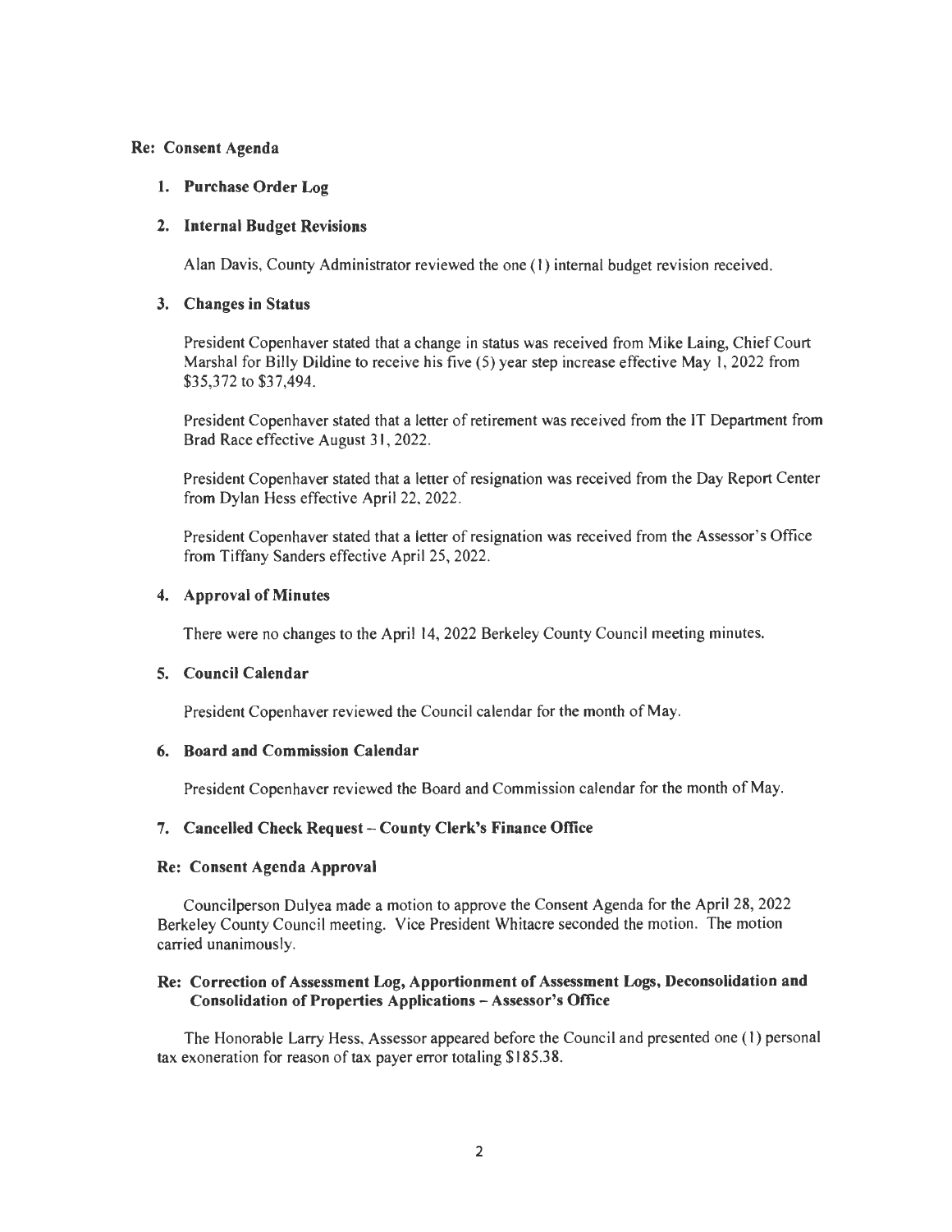**Re: Consent Agenda**

1. **Purchase Order Log**

2. **Internal Budget Revisions**

   Alan Davis, County Administrator reviewed the one (1) internal budget revision received.

3. **Changes in Status**

   President Copenhaver stated that a change in status was received from Mike Laing, Chief Court Marshal for Billy Dildine to receive his five (5) year step increase effective May 1, 2022 from $35,372 to $37,494.

   President Copenhaver stated that a letter of retirement was received from the IT Department from Brad Race effective August 31, 2022.

   President Copenhaver stated that a letter of resignation was received from the Day Report Center from Dylan Hess effective April 22, 2022.

   President Copenhaver stated that a letter of resignation was received from the Assessor's Office from Tiffany Sanders effective April 25, 2022.

4. **Approval of Minutes**

   There were no changes to the April 14, 2022 Berkeley County Council meeting minutes.

5. **Council Calendar**

   President Copenhaver reviewed the Council calendar for the month of May.

6. **Board and Commission Calendar**

   President Copenhaver reviewed the Board and Commission calendar for the month of May.

7. **Cancelled Check Request – County Clerk's Finance Office**

**Re: Consent Agenda Approval**

Councilperson Dulyea made a motion to approve the Consent Agenda for the April 28, 2022 Berkeley County Council meeting. Vice President Whitacre seconded the motion. The motion carried unanimously.

**Re: Correction of Assessment Log, Apportionment of Assessment Logs, Deconsolidation and Consolidation of Properties Applications – Assessor's Office**

The Honorable Larry Hess, Assessor appeared before the Council and presented one (1) personal tax exoneration for reason of tax payer error totaling $185.38.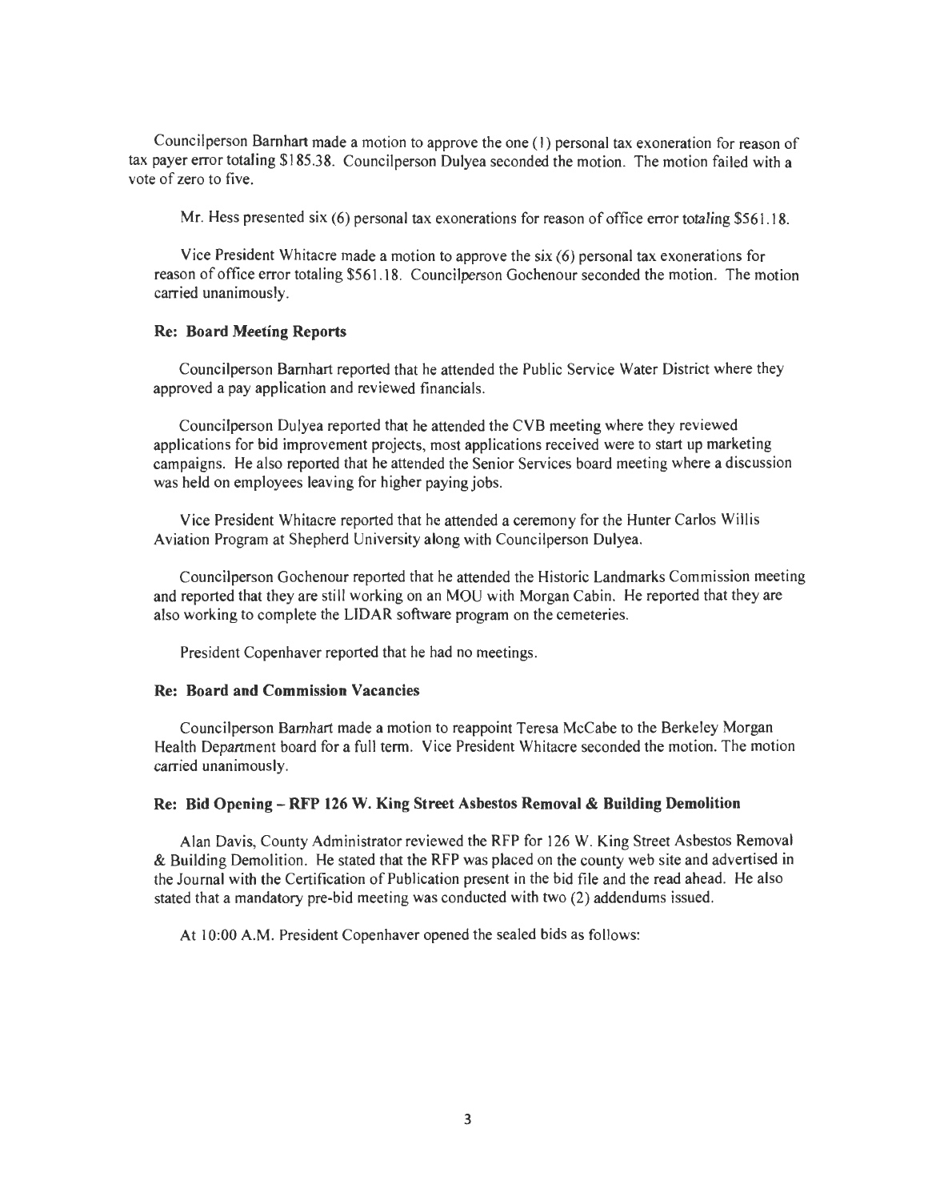Councilperson Barnhart made a motion to approve the one (1) personal tax exoneration for reason of tax payer error totaling $185.38. Councilperson Dulyea seconded the motion. The motion failed with a vote of zero to five.

Mr. Hess presented six (6) personal tax exonerations for reason of office error totaling $561.18.

Vice President Whitacre made a motion to approve the six (6) personal tax exonerations for reason of office error totaling $561.18. Councilperson Gochenour seconded the motion. The motion carried unanimously.

**Re: Board Meeting Reports**

Councilperson Barnhart reported that he attended the Public Service Water District where they approved a pay application and reviewed financials.

Councilperson Dulyea reported that he attended the CVB meeting where they reviewed applications for bid improvement projects, most applications received were to start up marketing campaigns. He also reported that he attended the Senior Services board meeting where a discussion was held on employees leaving for higher paying jobs.

Vice President Whitacre reported that he attended a ceremony for the Hunter Carlos Willis Aviation Program at Shepherd University along with Councilperson Dulyea.

Councilperson Gochenour reported that he attended the Historic Landmarks Commission meeting and reported that they are still working on an MOU with Morgan Cabin. He reported that they are also working to complete the LIDAR software program on the cemeteries.

President Copenhaver reported that he had no meetings.

**Re: Board and Commission Vacancies**

Councilperson Barnhart made a motion to reappoint Teresa McCabe to the Berkeley Morgan Health Department board for a full term. Vice President Whitacre seconded the motion. The motion carried unanimously.

**Re: Bid Opening – RFP 126 W. King Street Asbestos Removal & Building Demolition**

Alan Davis, County Administrator reviewed the RFP for 126 W. King Street Asbestos Removal & Building Demolition. He stated that the RFP was placed on the county web site and advertised in the Journal with the Certification of Publication present in the bid file and the read ahead. He also stated that a mandatory pre-bid meeting was conducted with two (2) addendums issued.

At 10:00 A.M. President Copenhaver opened the sealed bids as follows: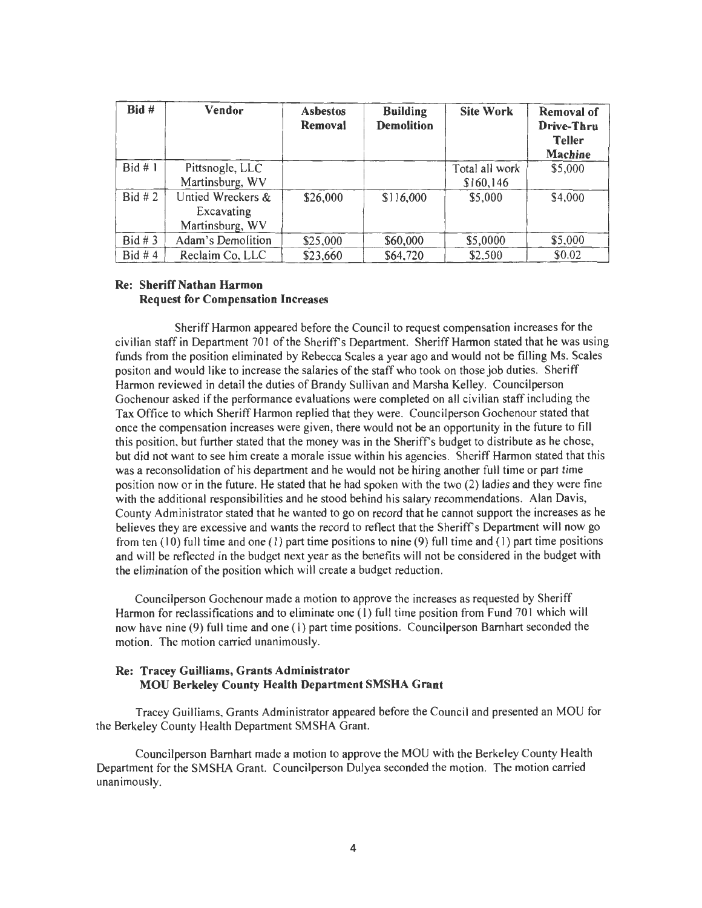| Bid # | Vendor | Asbestos Removal | Building Demolition | Site Work | Removal of Drive-Thru Teller Machine |
|---|---|---|---|---|---|
| Bid # 1 | Pittsnogle, LLC Martinsburg, WV | | | Total all work $160,146 | $5,000 |
| Bid # 2 | Untied Wreckers & Excavating Martinsburg, WV | $26,000 | $116,000 | $5,000 | $4,000 |
| Bid # 3 | Adam's Demolition | $25,000 | $60,000 | $5,0000 | $5,000 |
| Bid # 4 | Reclaim Co, LLC | $23,660 | $64,720 | $2,500 | $0.02 |

**Re: Sheriff Nathan Harmon**
**Request for Compensation Increases**

Sheriff Harmon appeared before the Council to request compensation increases for the civilian staff in Department 701 of the Sheriff's Department. Sheriff Harmon stated that he was using funds from the position eliminated by Rebecca Scales a year ago and would not be filling Ms. Scales positon and would like to increase the salaries of the staff who took on those job duties. Sheriff Harmon reviewed in detail the duties of Brandy Sullivan and Marsha Kelley. Councilperson Gochenour asked if the performance evaluations were completed on all civilian staff including the Tax Office to which Sheriff Harmon replied that they were. Councilperson Gochenour stated that once the compensation increases were given, there would not be an opportunity in the future to fill this position, but further stated that the money was in the Sheriff's budget to distribute as he chose, but did not want to see him create a morale issue within his agencies. Sheriff Harmon stated that this was a reconsolidation of his department and he would not be hiring another full time or part time position now or in the future. He stated that he had spoken with the two (2) ladies and they were fine with the additional responsibilities and he stood behind his salary recommendations. Alan Davis, County Administrator stated that he wanted to go on record that he cannot support the increases as he believes they are excessive and wants the record to reflect that the Sheriff's Department will now go from ten (10) full time and one (1) part time positions to nine (9) full time and (1) part time positions and will be reflected in the budget next year as the benefits will not be considered in the budget with the elimination of the position which will create a budget reduction.

Councilperson Gochenour made a motion to approve the increases as requested by Sheriff Harmon for reclassifications and to eliminate one (1) full time position from Fund 701 which will now have nine (9) full time and one (1) part time positions. Councilperson Barnhart seconded the motion. The motion carried unanimously.

**Re: Tracey Guilliams, Grants Administrator**
**MOU Berkeley County Health Department SMSHA Grant**

Tracey Guilliams, Grants Administrator appeared before the Council and presented an MOU for the Berkeley County Health Department SMSHA Grant.

Councilperson Barnhart made a motion to approve the MOU with the Berkeley County Health Department for the SMSHA Grant. Councilperson Dulyea seconded the motion. The motion carried unanimously.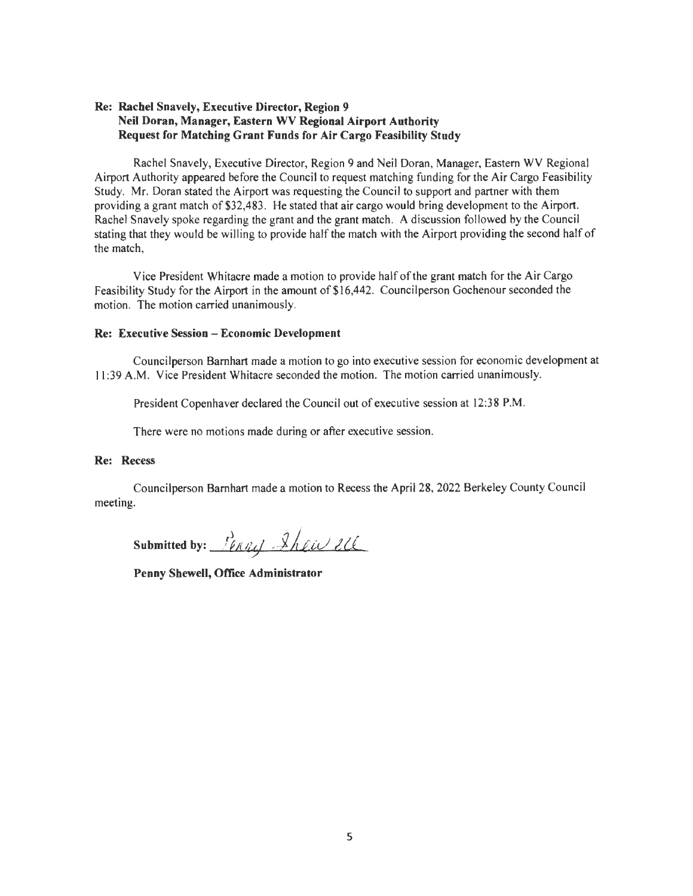**Re: Rachel Snavely, Executive Director, Region 9**
**Neil Doran, Manager, Eastern WV Regional Airport Authority**
**Request for Matching Grant Funds for Air Cargo Feasibility Study**

Rachel Snavely, Executive Director, Region 9 and Neil Doran, Manager, Eastern WV Regional Airport Authority appeared before the Council to request matching funding for the Air Cargo Feasibility Study. Mr. Doran stated the Airport was requesting the Council to support and partner with them providing a grant match of $32,483. He stated that air cargo would bring development to the Airport. Rachel Snavely spoke regarding the grant and the grant match. A discussion followed by the Council stating that they would be willing to provide half the match with the Airport providing the second half of the match,

Vice President Whitacre made a motion to provide half of the grant match for the Air Cargo Feasibility Study for the Airport in the amount of $16,442. Councilperson Gochenour seconded the motion. The motion carried unanimously.

**Re: Executive Session – Economic Development**

Councilperson Barnhart made a motion to go into executive session for economic development at 11:39 A.M. Vice President Whitacre seconded the motion. The motion carried unanimously.

President Copenhaver declared the Council out of executive session at 12:38 P.M.

There were no motions made during or after executive session.

**Re: Recess**

Councilperson Barnhart made a motion to Recess the April 28, 2022 Berkeley County Council meeting.

**Submitted by:** Penny Shewell

**Penny Shewell, Office Administrator**